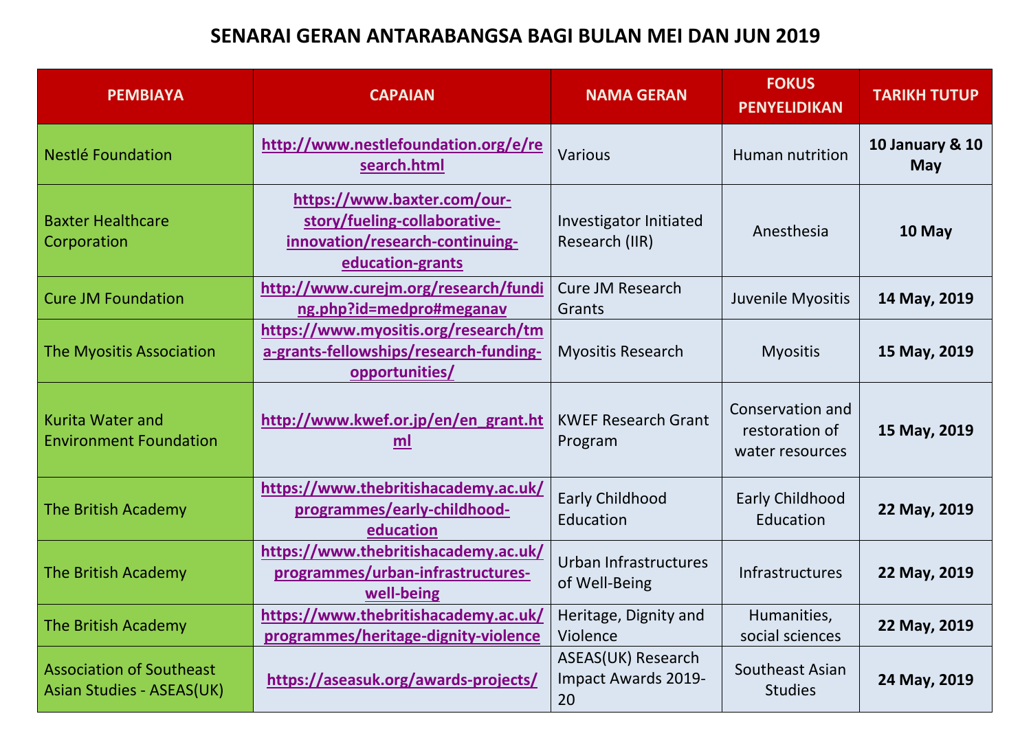# SENARAI GERAN ANTARABANGSA BAGI BULAN MEI DAN JUN 2019

| PEMBIAYA | CAPAIAN | NAMA GERAN | FOKUS PENYELIDIKAN | TARIKH TUTUP |
|---|---|---|---|---|
| Nestlé Foundation | **http://www.nestlefoundation.org/e/research.html** | Various | Human nutrition | **10 January & 10 May** |
| Baxter Healthcare Corporation | **https://www.baxter.com/our-story/fueling-collaborative-innovation/research-continuing-education-grants** | Investigator Initiated Research (IIR) | Anesthesia | **10 May** |
| Cure JM Foundation | **http://www.curejm.org/research/funding.php?id=medpro#meganav** | Cure JM Research Grants | Juvenile Myositis | **14 May, 2019** |
| The Myositis Association | **https://www.myositis.org/research/tma-grants-fellowships/research-funding-opportunities/** | Myositis Research | Myositis | **15 May, 2019** |
| Kurita Water and Environment Foundation | **http://www.kwef.or.jp/en/en_grant.html** | KWEF Research Grant Program | Conservation and restoration of water resources | **15 May, 2019** |
| The British Academy | **https://www.thebritishacademy.ac.uk/programmes/early-childhood-education** | Early Childhood Education | Early Childhood Education | **22 May, 2019** |
| The British Academy | **https://www.thebritishacademy.ac.uk/programmes/urban-infrastructures-well-being** | Urban Infrastructures of Well-Being | Infrastructures | **22 May, 2019** |
| The British Academy | **https://www.thebritishacademy.ac.uk/programmes/heritage-dignity-violence** | Heritage, Dignity and Violence | Humanities, social sciences | **22 May, 2019** |
| Association of Southeast Asian Studies - ASEAS(UK) | **https://aseasuk.org/awards-projects/** | ASEAS(UK) Research Impact Awards 2019-20 | Southeast Asian Studies | **24 May, 2019** |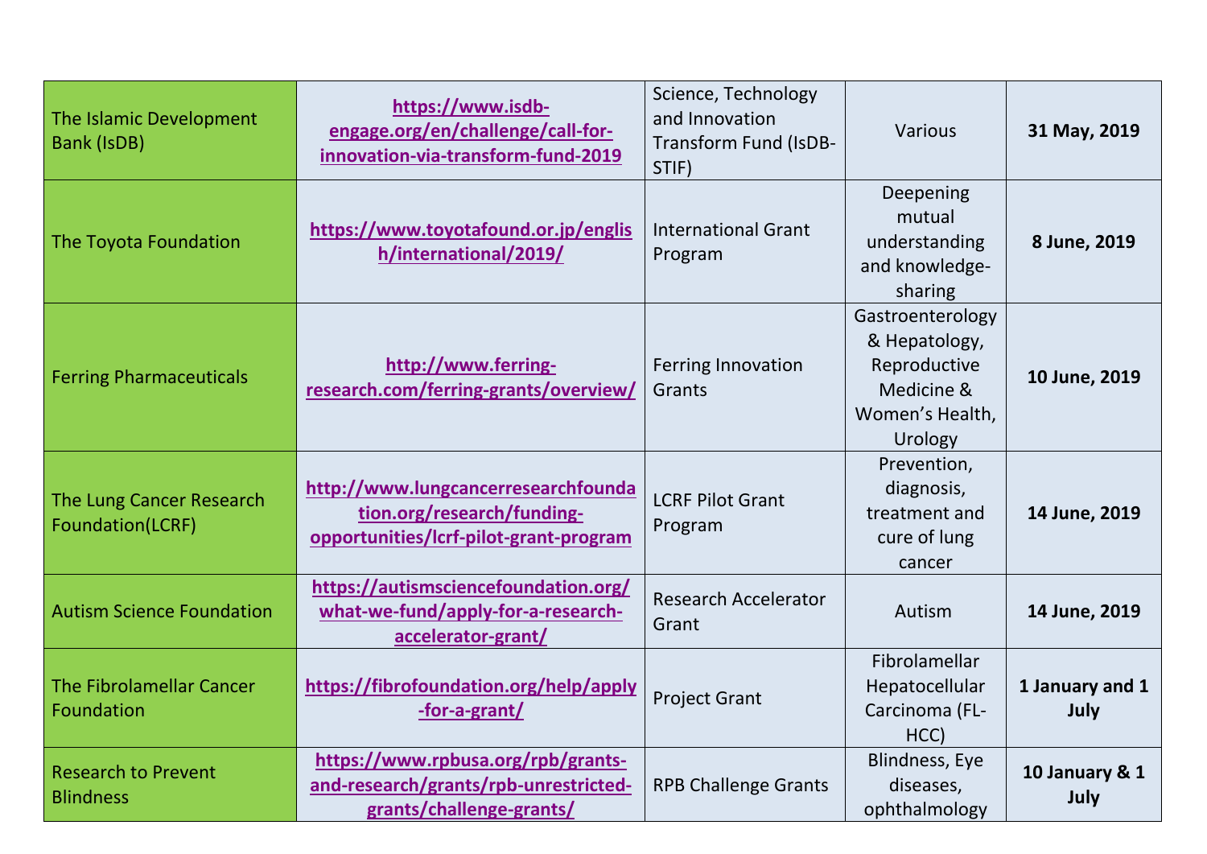| | | | | |
|---|---|---|---|---|
| The Islamic Development Bank (IsDB) | **https://www.isdb-engage.org/en/challenge/call-for-innovation-via-transform-fund-2019** | Science, Technology and Innovation Transform Fund (IsDB-STIF) | Various | **31 May, 2019** |
| The Toyota Foundation | **https://www.toyotafound.or.jp/english/international/2019/** | International Grant Program | Deepening mutual understanding and knowledge-sharing | **8 June, 2019** |
| Ferring Pharmaceuticals | **http://www.ferring-research.com/ferring-grants/overview/** | Ferring Innovation Grants | Gastroenterology & Hepatology, Reproductive Medicine & Women's Health, Urology | **10 June, 2019** |
| The Lung Cancer Research Foundation(LCRF) | **http://www.lungcancerresearchfoundation.org/research/funding-opportunities/lcrf-pilot-grant-program** | LCRF Pilot Grant Program | Prevention, diagnosis, treatment and cure of lung cancer | **14 June, 2019** |
| Autism Science Foundation | **https://autismsciencefoundation.org/what-we-fund/apply-for-a-research-accelerator-grant/** | Research Accelerator Grant | Autism | **14 June, 2019** |
| The Fibrolamellar Cancer Foundation | **https://fibrofoundation.org/help/apply-for-a-grant/** | Project Grant | Fibrolamellar Hepatocellular Carcinoma (FL-HCC) | **1 January and 1 July** |
| Research to Prevent Blindness | **https://www.rpbusa.org/rpb/grants-and-research/grants/rpb-unrestricted-grants/challenge-grants/** | RPB Challenge Grants | Blindness, Eye diseases, ophthalmology | **10 January & 1 July** |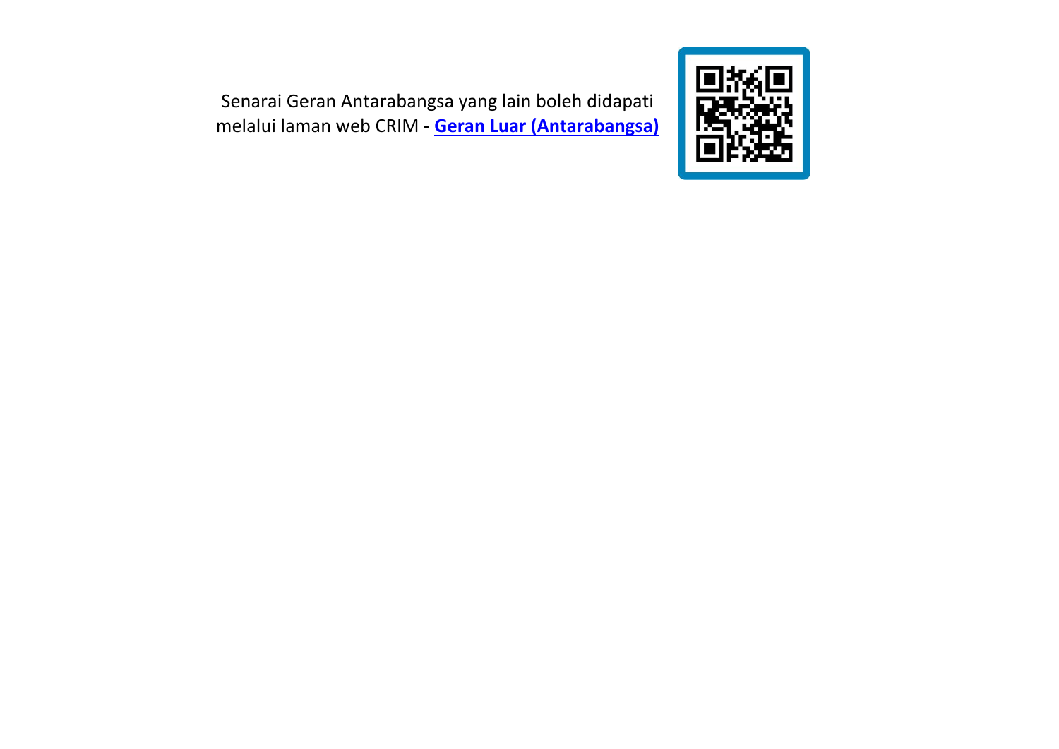Senarai Geran Antarabangsa yang lain boleh didapati melalui laman web CRIM - **Geran Luar (Antarabangsa)**